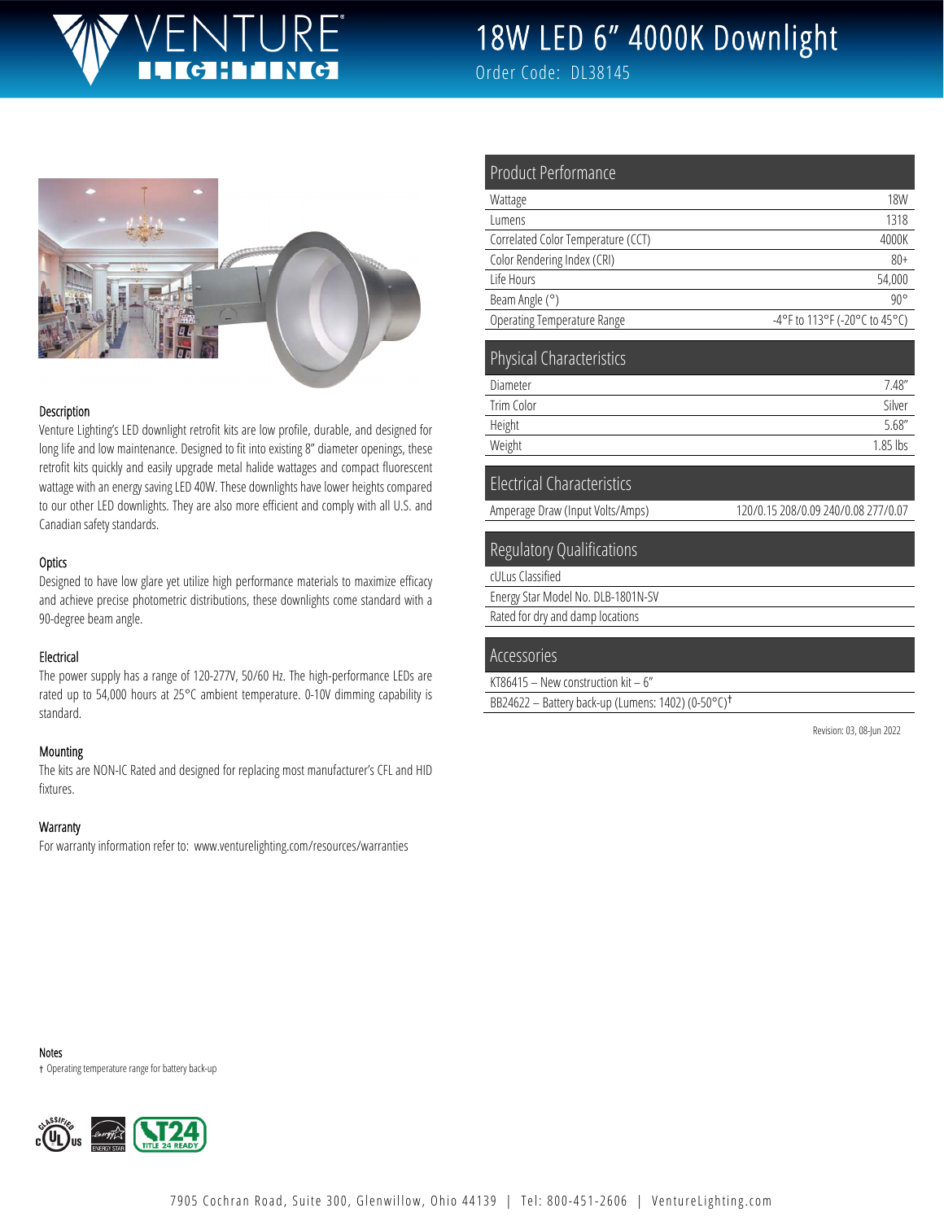# 18W LED 6" 4000K Downlight

Order Code: DL38145

## Description

Venture Lighting's LED downlight retrofit kits are low profile, durable, and designed for long life and low maintenance. Designed to fit into existing 8" diameter openings, these retrofit kits quickly and easily upgrade metal halide wattages and compact fluorescent wattage with an energy saving LED 40W. These downlights have lower heights compared to our other LED downlights. They are also more efficient and comply with all U.S. and Canadian safety standards.

## Optics

Designed to have low glare yet utilize high performance materials to maximize efficacy and achieve precise photometric distributions, these downlights come standard with a 90-degree beam angle.

## Electrical

The power supply has a range of 120-277V, 50/60 Hz. The high-performance LEDs are rated up to 54,000 hours at 25°C ambient temperature. 0-10V dimming capability is standard.

## Mounting

The kits are NON-IC Rated and designed for replacing most manufacturer's CFL and HID fixtures.

## Warranty

For warranty information refer to: www.venturelighting.com/resources/warranties

## Product Performance

| | |
|---|---|
| Wattage | 18W |
| Lumens | 1318 |
| Correlated Color Temperature (CCT) | 4000K |
| Color Rendering Index (CRI) | 80+ |
| Life Hours | 54,000 |
| Beam Angle (°) | 90° |
| Operating Temperature Range | -4°F to 113°F (-20°C to 45°C) |

## Physical Characteristics

| | |
|---|---|
| Diameter | 7.48" |
| Trim Color | Silver |
| Height | 5.68" |
| Weight | 1.85 lbs |

## Electrical Characteristics

| | |
|---|---|
| Amperage Draw (Input Volts/Amps) | 120/0.15 208/0.09 240/0.08 277/0.07 |

## Regulatory Qualifications

- cULus Classified
- Energy Star Model No. DLB-1801N-SV
- Rated for dry and damp locations

## Accessories

- KT86415 – New construction kit – 6"
- BB24622 – Battery back-up (Lumens: 1402) (0-50°C)†

Revision: 03, 08-Jun 2022

## Notes

† Operating temperature range for battery back-up

7905 Cochran Road, Suite 300, Glenwillow, Ohio 44139 | Tel: 800-451-2606 | VentureLighting.com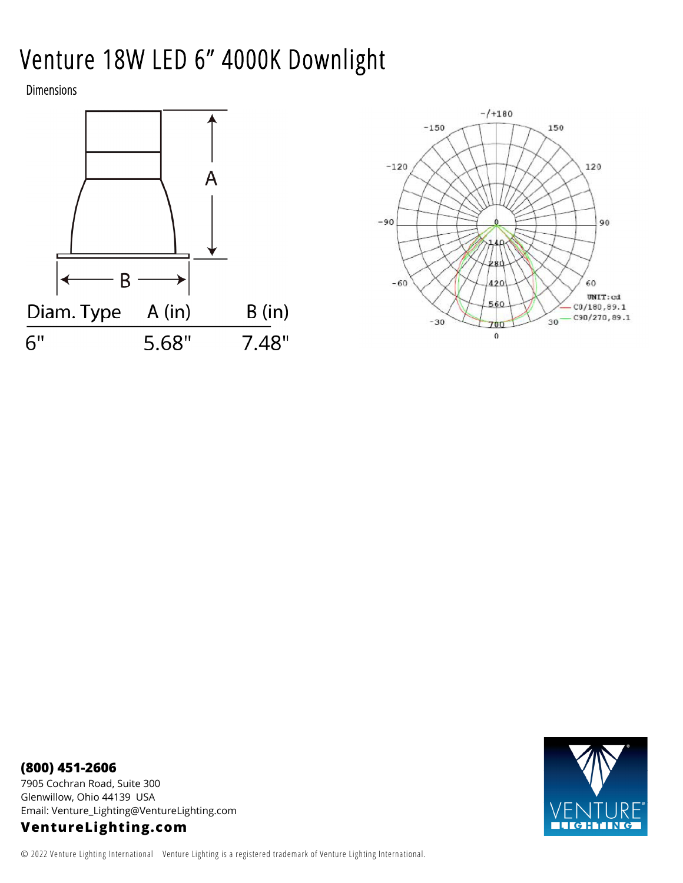# Venture 18W LED 6" 4000K Downlight

Dimensions

A

B

| Diam. Type | A (in) | B (in) |
|---|---|---|
| 6" | 5.68" | 7.48" |

-/+180
-150
150
-120
120
-90
90
-60
60
-30
30
0
0
140
280
420
560
700
UNIT:cd
C0/180,89.1
C90/270,89.1

**(800) 451-2606**
7905 Cochran Road, Suite 300
Glenwillow, Ohio 44139 USA
Email: Venture_Lighting@VentureLighting.com
**VentureLighting.com**

VENTURE® LIGHTING

© 2022 Venture Lighting International Venture Lighting is a registered trademark of Venture Lighting International.